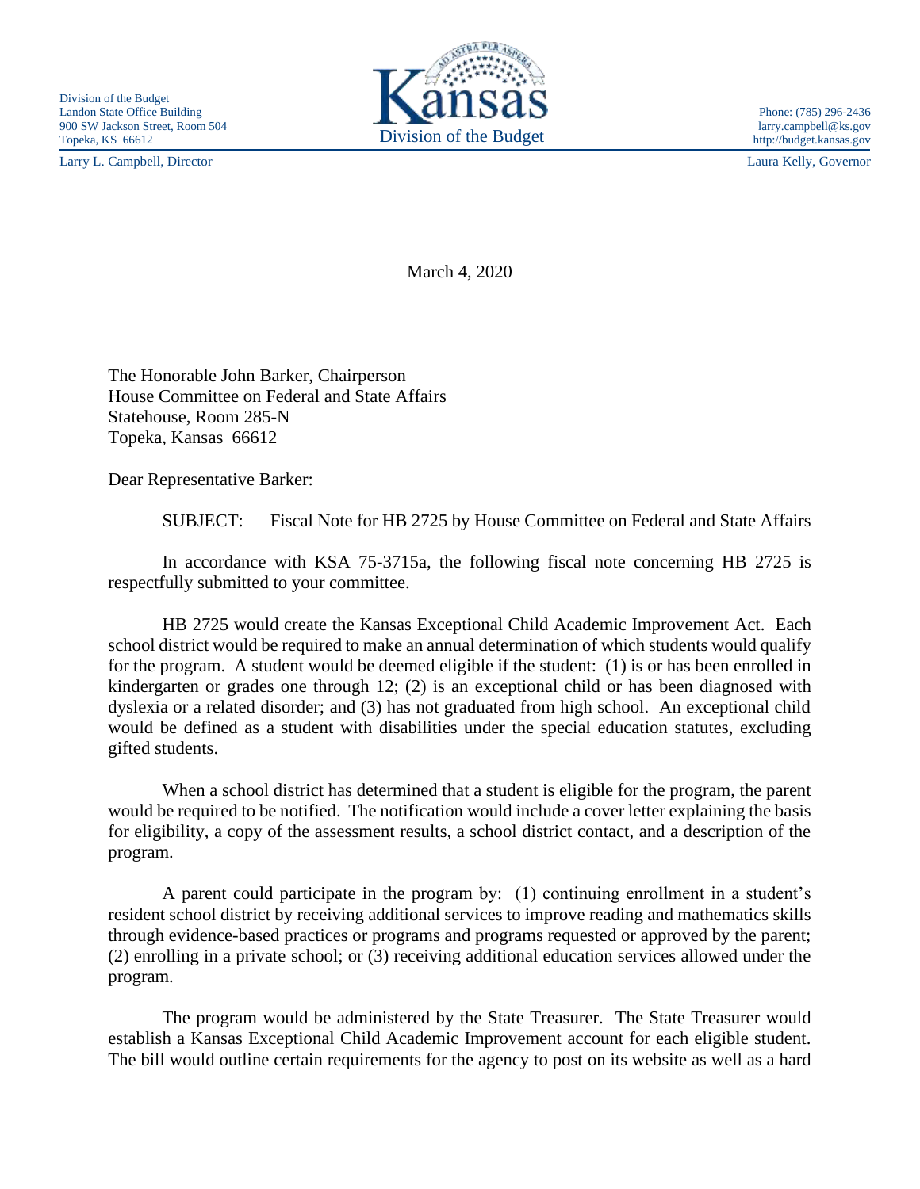Division of the Budget
Landon State Office Building
900 SW Jackson Street, Room 504
Topeka, KS 66612

Kansas
Division of the Budget

Phone: (785) 296-2436
larry.campbell@ks.gov
http://budget.kansas.gov

Larry L. Campbell, Director

Laura Kelly, Governor

March 4, 2020

The Honorable John Barker, Chairperson
House Committee on Federal and State Affairs
Statehouse, Room 285-N
Topeka, Kansas 66612

Dear Representative Barker:

SUBJECT: Fiscal Note for HB 2725 by House Committee on Federal and State Affairs

In accordance with KSA 75-3715a, the following fiscal note concerning HB 2725 is respectfully submitted to your committee.

HB 2725 would create the Kansas Exceptional Child Academic Improvement Act. Each school district would be required to make an annual determination of which students would qualify for the program. A student would be deemed eligible if the student: (1) is or has been enrolled in kindergarten or grades one through 12; (2) is an exceptional child or has been diagnosed with dyslexia or a related disorder; and (3) has not graduated from high school. An exceptional child would be defined as a student with disabilities under the special education statutes, excluding gifted students.

When a school district has determined that a student is eligible for the program, the parent would be required to be notified. The notification would include a cover letter explaining the basis for eligibility, a copy of the assessment results, a school district contact, and a description of the program.

A parent could participate in the program by: (1) continuing enrollment in a student's resident school district by receiving additional services to improve reading and mathematics skills through evidence-based practices or programs and programs requested or approved by the parent; (2) enrolling in a private school; or (3) receiving additional education services allowed under the program.

The program would be administered by the State Treasurer. The State Treasurer would establish a Kansas Exceptional Child Academic Improvement account for each eligible student. The bill would outline certain requirements for the agency to post on its website as well as a hard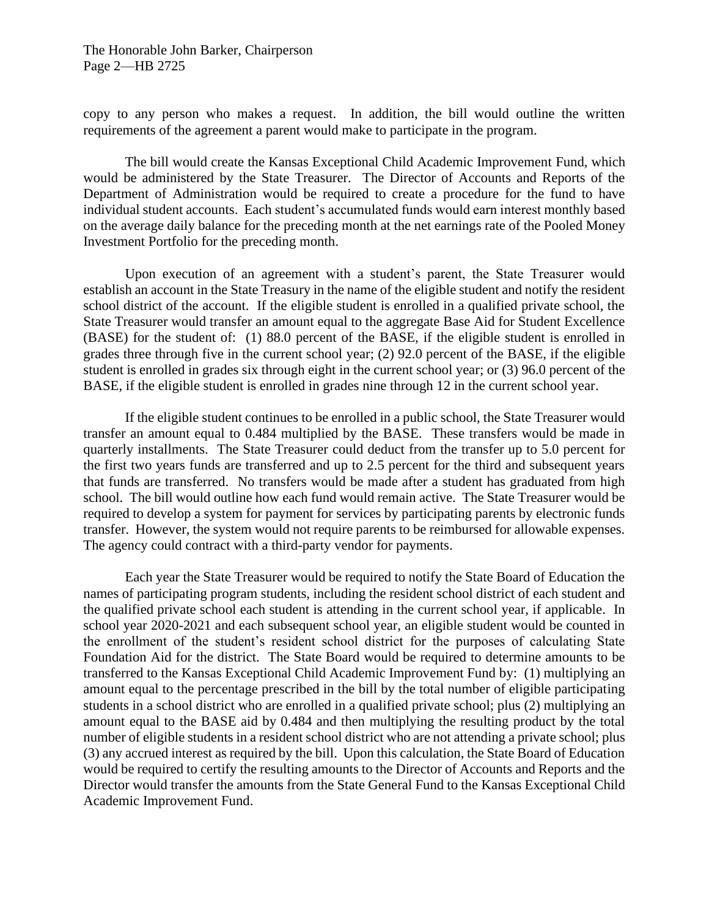copy to any person who makes a request. In addition, the bill would outline the written requirements of the agreement a parent would make to participate in the program.

The bill would create the Kansas Exceptional Child Academic Improvement Fund, which would be administered by the State Treasurer. The Director of Accounts and Reports of the Department of Administration would be required to create a procedure for the fund to have individual student accounts. Each student's accumulated funds would earn interest monthly based on the average daily balance for the preceding month at the net earnings rate of the Pooled Money Investment Portfolio for the preceding month.

Upon execution of an agreement with a student's parent, the State Treasurer would establish an account in the State Treasury in the name of the eligible student and notify the resident school district of the account. If the eligible student is enrolled in a qualified private school, the State Treasurer would transfer an amount equal to the aggregate Base Aid for Student Excellence (BASE) for the student of: (1) 88.0 percent of the BASE, if the eligible student is enrolled in grades three through five in the current school year; (2) 92.0 percent of the BASE, if the eligible student is enrolled in grades six through eight in the current school year; or (3) 96.0 percent of the BASE, if the eligible student is enrolled in grades nine through 12 in the current school year.

If the eligible student continues to be enrolled in a public school, the State Treasurer would transfer an amount equal to 0.484 multiplied by the BASE. These transfers would be made in quarterly installments. The State Treasurer could deduct from the transfer up to 5.0 percent for the first two years funds are transferred and up to 2.5 percent for the third and subsequent years that funds are transferred. No transfers would be made after a student has graduated from high school. The bill would outline how each fund would remain active. The State Treasurer would be required to develop a system for payment for services by participating parents by electronic funds transfer. However, the system would not require parents to be reimbursed for allowable expenses. The agency could contract with a third-party vendor for payments.

Each year the State Treasurer would be required to notify the State Board of Education the names of participating program students, including the resident school district of each student and the qualified private school each student is attending in the current school year, if applicable. In school year 2020-2021 and each subsequent school year, an eligible student would be counted in the enrollment of the student's resident school district for the purposes of calculating State Foundation Aid for the district. The State Board would be required to determine amounts to be transferred to the Kansas Exceptional Child Academic Improvement Fund by: (1) multiplying an amount equal to the percentage prescribed in the bill by the total number of eligible participating students in a school district who are enrolled in a qualified private school; plus (2) multiplying an amount equal to the BASE aid by 0.484 and then multiplying the resulting product by the total number of eligible students in a resident school district who are not attending a private school; plus (3) any accrued interest as required by the bill. Upon this calculation, the State Board of Education would be required to certify the resulting amounts to the Director of Accounts and Reports and the Director would transfer the amounts from the State General Fund to the Kansas Exceptional Child Academic Improvement Fund.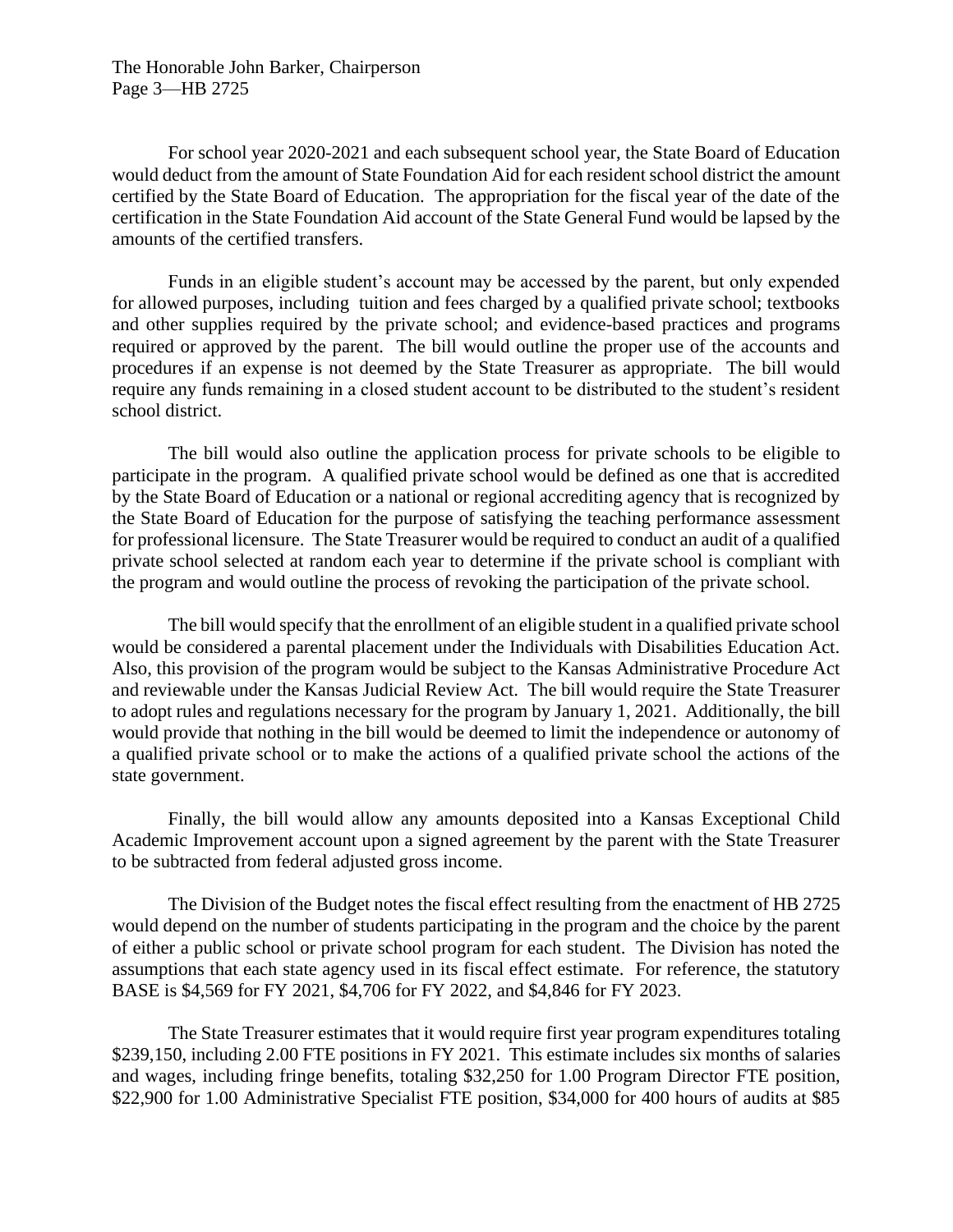For school year 2020-2021 and each subsequent school year, the State Board of Education would deduct from the amount of State Foundation Aid for each resident school district the amount certified by the State Board of Education. The appropriation for the fiscal year of the date of the certification in the State Foundation Aid account of the State General Fund would be lapsed by the amounts of the certified transfers.

Funds in an eligible student's account may be accessed by the parent, but only expended for allowed purposes, including tuition and fees charged by a qualified private school; textbooks and other supplies required by the private school; and evidence-based practices and programs required or approved by the parent. The bill would outline the proper use of the accounts and procedures if an expense is not deemed by the State Treasurer as appropriate. The bill would require any funds remaining in a closed student account to be distributed to the student's resident school district.

The bill would also outline the application process for private schools to be eligible to participate in the program. A qualified private school would be defined as one that is accredited by the State Board of Education or a national or regional accrediting agency that is recognized by the State Board of Education for the purpose of satisfying the teaching performance assessment for professional licensure. The State Treasurer would be required to conduct an audit of a qualified private school selected at random each year to determine if the private school is compliant with the program and would outline the process of revoking the participation of the private school.

The bill would specify that the enrollment of an eligible student in a qualified private school would be considered a parental placement under the Individuals with Disabilities Education Act. Also, this provision of the program would be subject to the Kansas Administrative Procedure Act and reviewable under the Kansas Judicial Review Act. The bill would require the State Treasurer to adopt rules and regulations necessary for the program by January 1, 2021. Additionally, the bill would provide that nothing in the bill would be deemed to limit the independence or autonomy of a qualified private school or to make the actions of a qualified private school the actions of the state government.

Finally, the bill would allow any amounts deposited into a Kansas Exceptional Child Academic Improvement account upon a signed agreement by the parent with the State Treasurer to be subtracted from federal adjusted gross income.

The Division of the Budget notes the fiscal effect resulting from the enactment of HB 2725 would depend on the number of students participating in the program and the choice by the parent of either a public school or private school program for each student. The Division has noted the assumptions that each state agency used in its fiscal effect estimate. For reference, the statutory BASE is $4,569 for FY 2021, $4,706 for FY 2022, and $4,846 for FY 2023.

The State Treasurer estimates that it would require first year program expenditures totaling $239,150, including 2.00 FTE positions in FY 2021. This estimate includes six months of salaries and wages, including fringe benefits, totaling $32,250 for 1.00 Program Director FTE position, $22,900 for 1.00 Administrative Specialist FTE position, $34,000 for 400 hours of audits at $85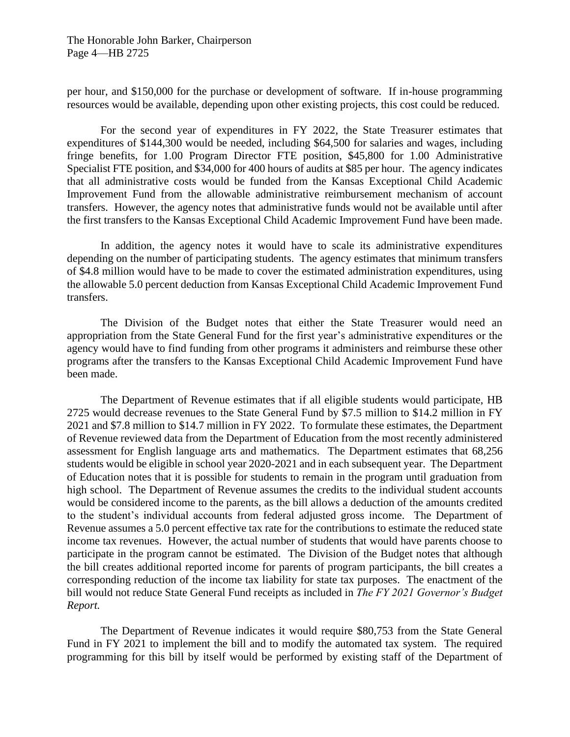per hour, and $150,000 for the purchase or development of software. If in-house programming resources would be available, depending upon other existing projects, this cost could be reduced.

For the second year of expenditures in FY 2022, the State Treasurer estimates that expenditures of $144,300 would be needed, including $64,500 for salaries and wages, including fringe benefits, for 1.00 Program Director FTE position, $45,800 for 1.00 Administrative Specialist FTE position, and $34,000 for 400 hours of audits at $85 per hour. The agency indicates that all administrative costs would be funded from the Kansas Exceptional Child Academic Improvement Fund from the allowable administrative reimbursement mechanism of account transfers. However, the agency notes that administrative funds would not be available until after the first transfers to the Kansas Exceptional Child Academic Improvement Fund have been made.

In addition, the agency notes it would have to scale its administrative expenditures depending on the number of participating students. The agency estimates that minimum transfers of $4.8 million would have to be made to cover the estimated administration expenditures, using the allowable 5.0 percent deduction from Kansas Exceptional Child Academic Improvement Fund transfers.

The Division of the Budget notes that either the State Treasurer would need an appropriation from the State General Fund for the first year's administrative expenditures or the agency would have to find funding from other programs it administers and reimburse these other programs after the transfers to the Kansas Exceptional Child Academic Improvement Fund have been made.

The Department of Revenue estimates that if all eligible students would participate, HB 2725 would decrease revenues to the State General Fund by $7.5 million to $14.2 million in FY 2021 and $7.8 million to $14.7 million in FY 2022. To formulate these estimates, the Department of Revenue reviewed data from the Department of Education from the most recently administered assessment for English language arts and mathematics. The Department estimates that 68,256 students would be eligible in school year 2020-2021 and in each subsequent year. The Department of Education notes that it is possible for students to remain in the program until graduation from high school. The Department of Revenue assumes the credits to the individual student accounts would be considered income to the parents, as the bill allows a deduction of the amounts credited to the student's individual accounts from federal adjusted gross income. The Department of Revenue assumes a 5.0 percent effective tax rate for the contributions to estimate the reduced state income tax revenues. However, the actual number of students that would have parents choose to participate in the program cannot be estimated. The Division of the Budget notes that although the bill creates additional reported income for parents of program participants, the bill creates a corresponding reduction of the income tax liability for state tax purposes. The enactment of the bill would not reduce State General Fund receipts as included in *The FY 2021 Governor's Budget Report.*

The Department of Revenue indicates it would require $80,753 from the State General Fund in FY 2021 to implement the bill and to modify the automated tax system. The required programming for this bill by itself would be performed by existing staff of the Department of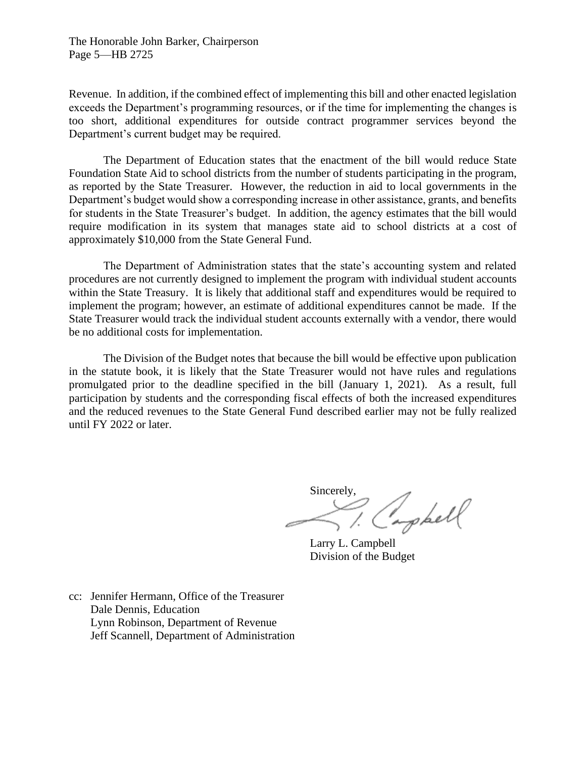Revenue. In addition, if the combined effect of implementing this bill and other enacted legislation exceeds the Department's programming resources, or if the time for implementing the changes is too short, additional expenditures for outside contract programmer services beyond the Department's current budget may be required.

The Department of Education states that the enactment of the bill would reduce State Foundation State Aid to school districts from the number of students participating in the program, as reported by the State Treasurer. However, the reduction in aid to local governments in the Department's budget would show a corresponding increase in other assistance, grants, and benefits for students in the State Treasurer's budget. In addition, the agency estimates that the bill would require modification in its system that manages state aid to school districts at a cost of approximately $10,000 from the State General Fund.

The Department of Administration states that the state's accounting system and related procedures are not currently designed to implement the program with individual student accounts within the State Treasury. It is likely that additional staff and expenditures would be required to implement the program; however, an estimate of additional expenditures cannot be made. If the State Treasurer would track the individual student accounts externally with a vendor, there would be no additional costs for implementation.

The Division of the Budget notes that because the bill would be effective upon publication in the statute book, it is likely that the State Treasurer would not have rules and regulations promulgated prior to the deadline specified in the bill (January 1, 2021). As a result, full participation by students and the corresponding fiscal effects of both the increased expenditures and the reduced revenues to the State General Fund described earlier may not be fully realized until FY 2022 or later.

Sincerely,

Larry L. Campbell
Division of the Budget

cc: Jennifer Hermann, Office of the Treasurer
Dale Dennis, Education
Lynn Robinson, Department of Revenue
Jeff Scannell, Department of Administration